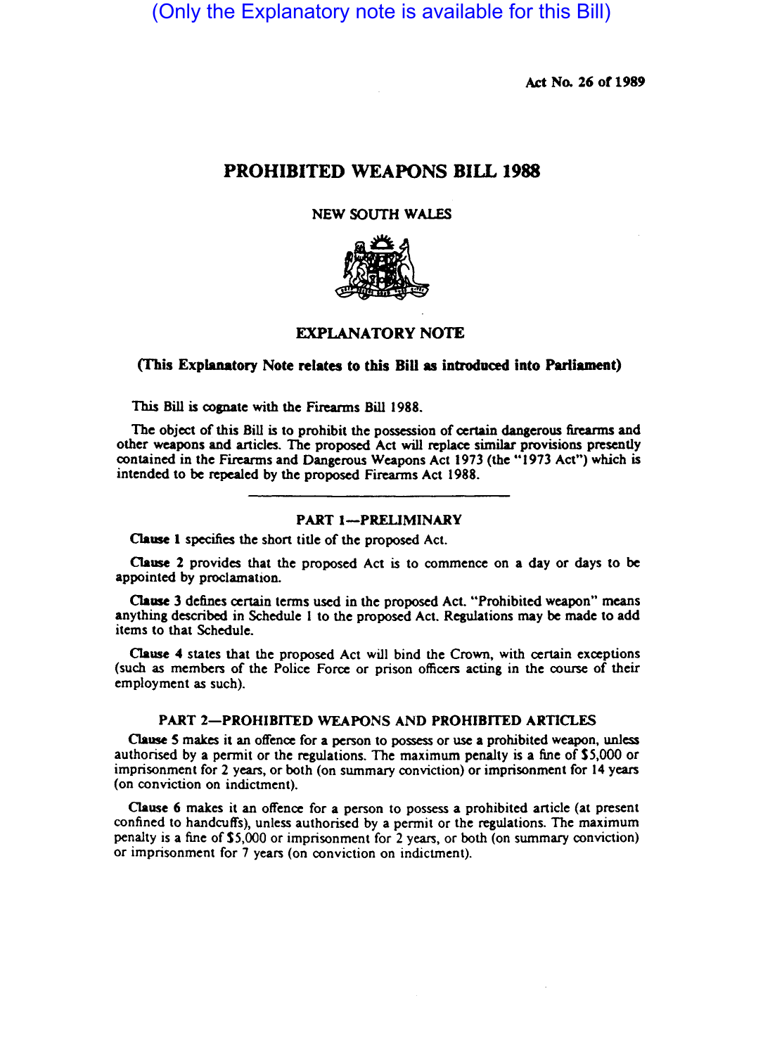(Only the Explanatory note is available for this Bill)

Act No. 26 of 1989

# PROHIBITED WEAPONS BILL 1988

NEW SOUTH WALES

## EXPLANATORY NOTE

**(This Explanatory Note relates to this Bill as introduced into Parliament)**

This Bill is cognate with the Firearms Bill 1988.

The object of this Bill is to prohibit the possession of certain dangerous firearms and other weapons and articles. The proposed Act will replace similar provisions presently contained in the Firearms and Dangerous Weapons Act 1973 (the "1973 Act") which is intended to be repealed by the proposed Firearms Act 1988.

---

### PART 1—PRELIMINARY

**Clause 1** specifies the short title of the proposed Act.

**Clause 2** provides that the proposed Act is to commence on a day or days to be appointed by proclamation.

**Clause 3** defines certain terms used in the proposed Act. "Prohibited weapon" means anything described in Schedule 1 to the proposed Act. Regulations may be made to add items to that Schedule.

**Clause 4** states that the proposed Act will bind the Crown, with certain exceptions (such as members of the Police Force or prison officers acting in the course of their employment as such).

### PART 2—PROHIBITED WEAPONS AND PROHIBITED ARTICLES

**Clause 5** makes it an offence for a person to possess or use a prohibited weapon, unless authorised by a permit or the regulations. The maximum penalty is a fine of $5,000 or imprisonment for 2 years, or both (on summary conviction) or imprisonment for 14 years (on conviction on indictment).

**Clause 6** makes it an offence for a person to possess a prohibited article (at present confined to handcuffs), unless authorised by a permit or the regulations. The maximum penalty is a fine of $5,000 or imprisonment for 2 years, or both (on summary conviction) or imprisonment for 7 years (on conviction on indictment).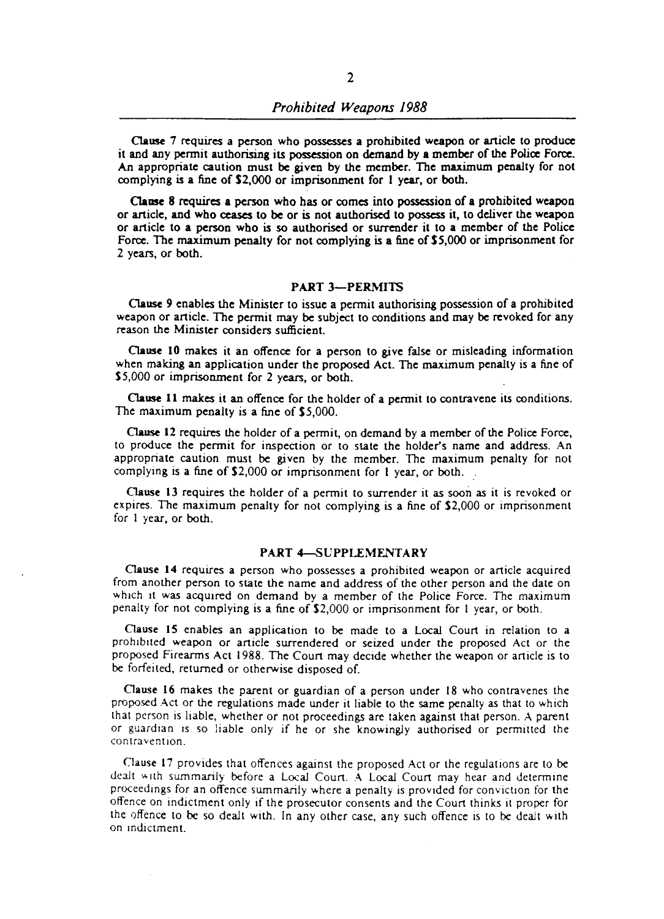**Clause 7** requires a person who possesses a prohibited weapon or article to produce it and any permit authorising its possession on demand by a member of the Police Force. An appropriate caution must be given by the member. The maximum penalty for not complying is a fine of $2,000 or imprisonment for 1 year, or both.

**Clause 8** requires a person who has or comes into possession of a prohibited weapon or article, and who ceases to be or is not authorised to possess it, to deliver the weapon or article to a person who is so authorised or surrender it to a member of the Police Force. The maximum penalty for not complying is a fine of $5,000 or imprisonment for 2 years, or both.

## PART 3—PERMITS

**Clause 9** enables the Minister to issue a permit authorising possession of a prohibited weapon or article. The permit may be subject to conditions and may be revoked for any reason the Minister considers sufficient.

**Clause 10** makes it an offence for a person to give false or misleading information when making an application under the proposed Act. The maximum penalty is a fine of $5,000 or imprisonment for 2 years, or both.

**Clause 11** makes it an offence for the holder of a permit to contravene its conditions. The maximum penalty is a fine of $5,000.

**Clause 12** requires the holder of a permit, on demand by a member of the Police Force, to produce the permit for inspection or to state the holder's name and address. An appropriate caution must be given by the member. The maximum penalty for not complying is a fine of $2,000 or imprisonment for 1 year, or both.

**Clause 13** requires the holder of a permit to surrender it as soon as it is revoked or expires. The maximum penalty for not complying is a fine of $2,000 or imprisonment for 1 year, or both.

## PART 4—SUPPLEMENTARY

**Clause 14** requires a person who possesses a prohibited weapon or article acquired from another person to state the name and address of the other person and the date on which it was acquired on demand by a member of the Police Force. The maximum penalty for not complying is a fine of $2,000 or imprisonment for 1 year, or both.

**Clause 15** enables an application to be made to a Local Court in relation to a prohibited weapon or article surrendered or seized under the proposed Act or the proposed Firearms Act 1988. The Court may decide whether the weapon or article is to be forfeited, returned or otherwise disposed of.

**Clause 16** makes the parent or guardian of a person under 18 who contravenes the proposed Act or the regulations made under it liable to the same penalty as that to which that person is liable, whether or not proceedings are taken against that person. A parent or guardian is so liable only if he or she knowingly authorised or permitted the contravention.

**Clause 17** provides that offences against the proposed Act or the regulations are to be dealt with summarily before a Local Court. A Local Court may hear and determine proceedings for an offence summarily where a penalty is provided for conviction for the offence on indictment only if the prosecutor consents and the Court thinks it proper for the offence to be so dealt with. In any other case, any such offence is to be dealt with on indictment.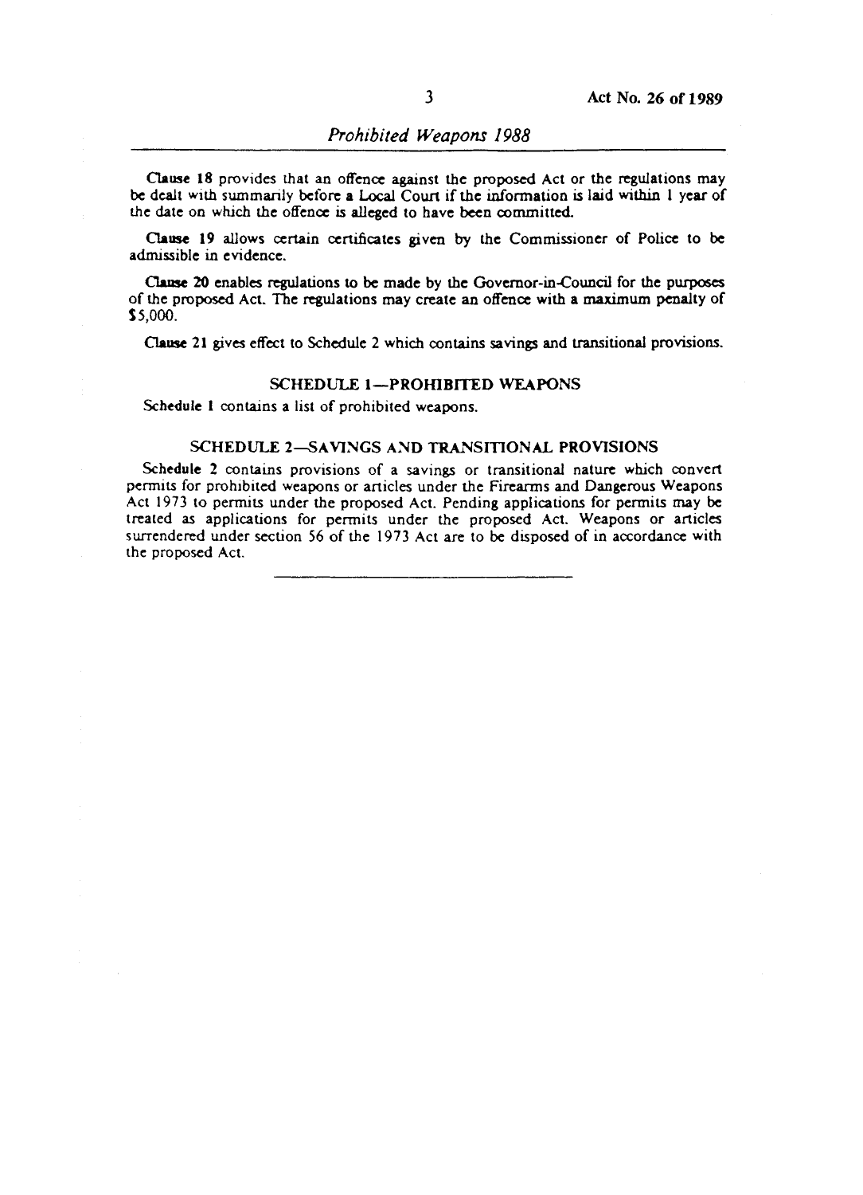**Clause 18** provides that an offence against the proposed Act or the regulations may be dealt with summarily before a Local Court if the information is laid within 1 year of the date on which the offence is alleged to have been committed.

**Clause 19** allows certain certificates given by the Commissioner of Police to be admissible in evidence.

**Clause 20** enables regulations to be made by the Governor-in-Council for the purposes of the proposed Act. The regulations may create an offence with a maximum penalty of $5,000.

**Clause 21** gives effect to Schedule 2 which contains savings and transitional provisions.

## SCHEDULE 1—PROHIBITED WEAPONS

**Schedule 1** contains a list of prohibited weapons.

## SCHEDULE 2—SAVINGS AND TRANSITIONAL PROVISIONS

**Schedule 2** contains provisions of a savings or transitional nature which convert permits for prohibited weapons or articles under the Firearms and Dangerous Weapons Act 1973 to permits under the proposed Act. Pending applications for permits may be treated as applications for permits under the proposed Act. Weapons or articles surrendered under section 56 of the 1973 Act are to be disposed of in accordance with the proposed Act.